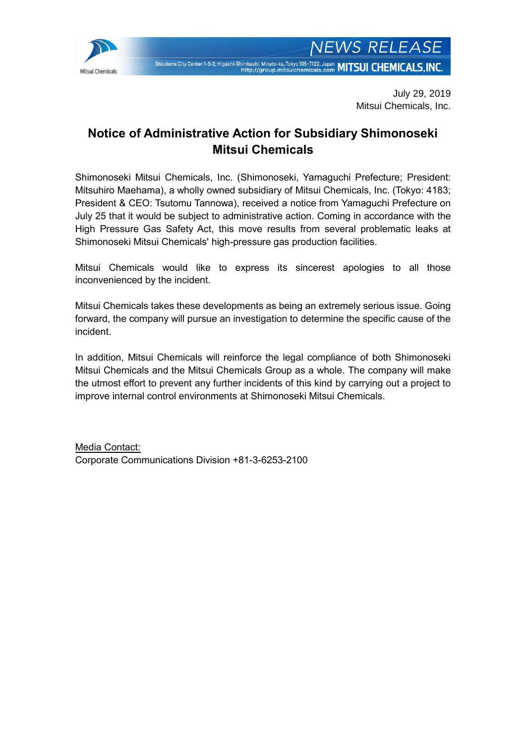July 29, 2019
Mitsui Chemicals, Inc.

# Notice of Administrative Action for Subsidiary Shimonoseki Mitsui Chemicals

Shimonoseki Mitsui Chemicals, Inc. (Shimonoseki, Yamaguchi Prefecture; President: Mitsuhiro Maehama), a wholly owned subsidiary of Mitsui Chemicals, Inc. (Tokyo: 4183; President & CEO: Tsutomu Tannowa), received a notice from Yamaguchi Prefecture on July 25 that it would be subject to administrative action. Coming in accordance with the High Pressure Gas Safety Act, this move results from several problematic leaks at Shimonoseki Mitsui Chemicals' high-pressure gas production facilities.

Mitsui Chemicals would like to express its sincerest apologies to all those inconvenienced by the incident.

Mitsui Chemicals takes these developments as being an extremely serious issue. Going forward, the company will pursue an investigation to determine the specific cause of the incident.

In addition, Mitsui Chemicals will reinforce the legal compliance of both Shimonoseki Mitsui Chemicals and the Mitsui Chemicals Group as a whole. The company will make the utmost effort to prevent any further incidents of this kind by carrying out a project to improve internal control environments at Shimonoseki Mitsui Chemicals.

Media Contact:
Corporate Communications Division +81-3-6253-2100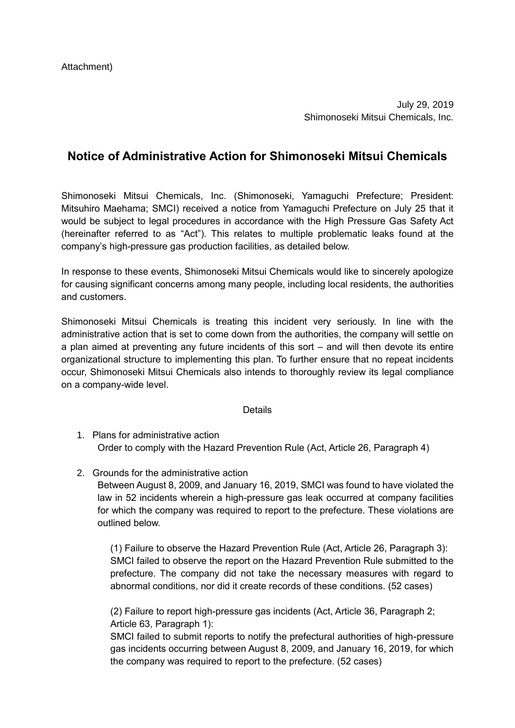Attachment)

July 29, 2019
Shimonoseki Mitsui Chemicals, Inc.

# Notice of Administrative Action for Shimonoseki Mitsui Chemicals

Shimonoseki Mitsui Chemicals, Inc. (Shimonoseki, Yamaguchi Prefecture; President: Mitsuhiro Maehama; SMCI) received a notice from Yamaguchi Prefecture on July 25 that it would be subject to legal procedures in accordance with the High Pressure Gas Safety Act (hereinafter referred to as "Act"). This relates to multiple problematic leaks found at the company's high-pressure gas production facilities, as detailed below.

In response to these events, Shimonoseki Mitsui Chemicals would like to sincerely apologize for causing significant concerns among many people, including local residents, the authorities and customers.

Shimonoseki Mitsui Chemicals is treating this incident very seriously. In line with the administrative action that is set to come down from the authorities, the company will settle on a plan aimed at preventing any future incidents of this sort – and will then devote its entire organizational structure to implementing this plan. To further ensure that no repeat incidents occur, Shimonoseki Mitsui Chemicals also intends to thoroughly review its legal compliance on a company-wide level.

Details

1. Plans for administrative action
   Order to comply with the Hazard Prevention Rule (Act, Article 26, Paragraph 4)

2. Grounds for the administrative action
   Between August 8, 2009, and January 16, 2019, SMCI was found to have violated the law in 52 incidents wherein a high-pressure gas leak occurred at company facilities for which the company was required to report to the prefecture. These violations are outlined below.

   (1) Failure to observe the Hazard Prevention Rule (Act, Article 26, Paragraph 3):
   SMCI failed to observe the report on the Hazard Prevention Rule submitted to the prefecture. The company did not take the necessary measures with regard to abnormal conditions, nor did it create records of these conditions. (52 cases)

   (2) Failure to report high-pressure gas incidents (Act, Article 36, Paragraph 2; Article 63, Paragraph 1):
   SMCI failed to submit reports to notify the prefectural authorities of high-pressure gas incidents occurring between August 8, 2009, and January 16, 2019, for which the company was required to report to the prefecture. (52 cases)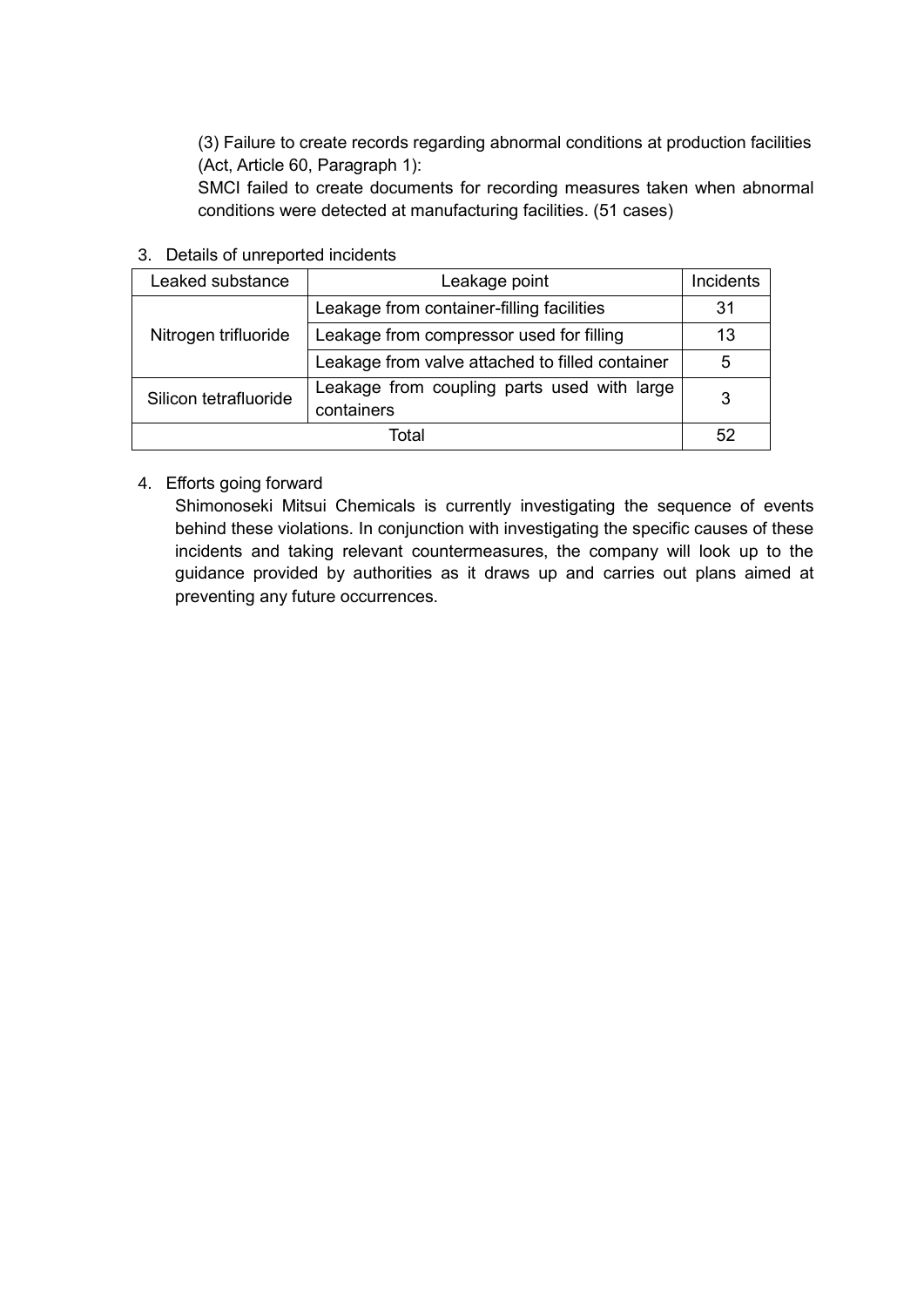(3) Failure to create records regarding abnormal conditions at production facilities (Act, Article 60, Paragraph 1):

SMCI failed to create documents for recording measures taken when abnormal conditions were detected at manufacturing facilities. (51 cases)

3. Details of unreported incidents

| Leaked substance | Leakage point | Incidents |
|---|---|---|
| Nitrogen trifluoride | Leakage from container-filling facilities | 31 |
| | Leakage from compressor used for filling | 13 |
| | Leakage from valve attached to filled container | 5 |
| Silicon tetrafluoride | Leakage from coupling parts used with large containers | 3 |
| Total | | 52 |

4. Efforts going forward

Shimonoseki Mitsui Chemicals is currently investigating the sequence of events behind these violations. In conjunction with investigating the specific causes of these incidents and taking relevant countermeasures, the company will look up to the guidance provided by authorities as it draws up and carries out plans aimed at preventing any future occurrences.